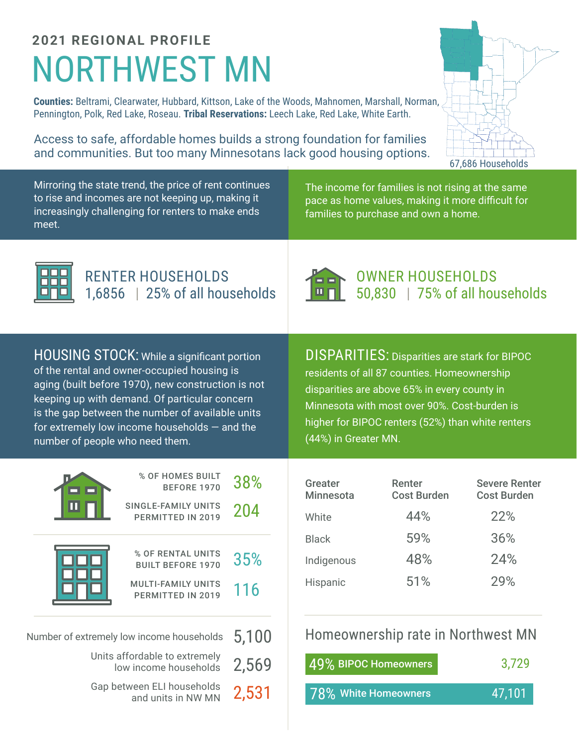2021 REGIONAL PROFILE

# NORTHWEST MN

**Counties:** Beltrami, Clearwater, Hubbard, Kittson, Lake of the Woods, Mahnomen, Marshall, Norman, Pennington, Polk, Red Lake, Roseau. **Tribal Reservations:** Leech Lake, Red Lake, White Earth.

Access to safe, affordable homes builds a strong foundation for families and communities. But too many Minnesotans lack good housing options.

67,686 Households

Mirroring the state trend, the price of rent continues to rise and incomes are not keeping up, making it increasingly challenging for renters to make ends meet.

The income for families is not rising at the same pace as home values, making it more difficult for families to purchase and own a home.

## RENTER HOUSEHOLDS

1,6856 | 25% of all households

## OWNER HOUSEHOLDS

50,830 | 75% of all households

## HOUSING STOCK:

While a significant portion of the rental and owner-occupied housing is aging (built before 1970), new construction is not keeping up with demand. Of particular concern is the gap between the number of available units for extremely low income households — and the number of people who need them.

| | |
|---|---|
| % OF HOMES BUILT BEFORE 1970 | 38% |
| SINGLE-FAMILY UNITS PERMITTED IN 2019 | 204 |
| % OF RENTAL UNITS BUILT BEFORE 1970 | 35% |
| MULTI-FAMILY UNITS PERMITTED IN 2019 | 116 |

| | |
|---|---|
| Number of extremely low income households | 5,100 |
| Units affordable to extremely low income households | 2,569 |
| Gap between ELI households and units in NW MN | 2,531 |

## DISPARITIES:

Disparities are stark for BIPOC residents of all 87 counties. Homeownership disparities are above 65% in every county in Minnesota with most over 90%. Cost-burden is higher for BIPOC renters (52%) than white renters (44%) in Greater MN.

| Greater Minnesota | Renter Cost Burden | Severe Renter Cost Burden |
|---|---|---|
| White | 44% | 22% |
| Black | 59% | 36% |
| Indigenous | 48% | 24% |
| Hispanic | 51% | 29% |

### Homeownership rate in Northwest MN

| | |
|---|---|
| 49% BIPOC Homeowners | 3,729 |
| 78% White Homeowners | 47,101 |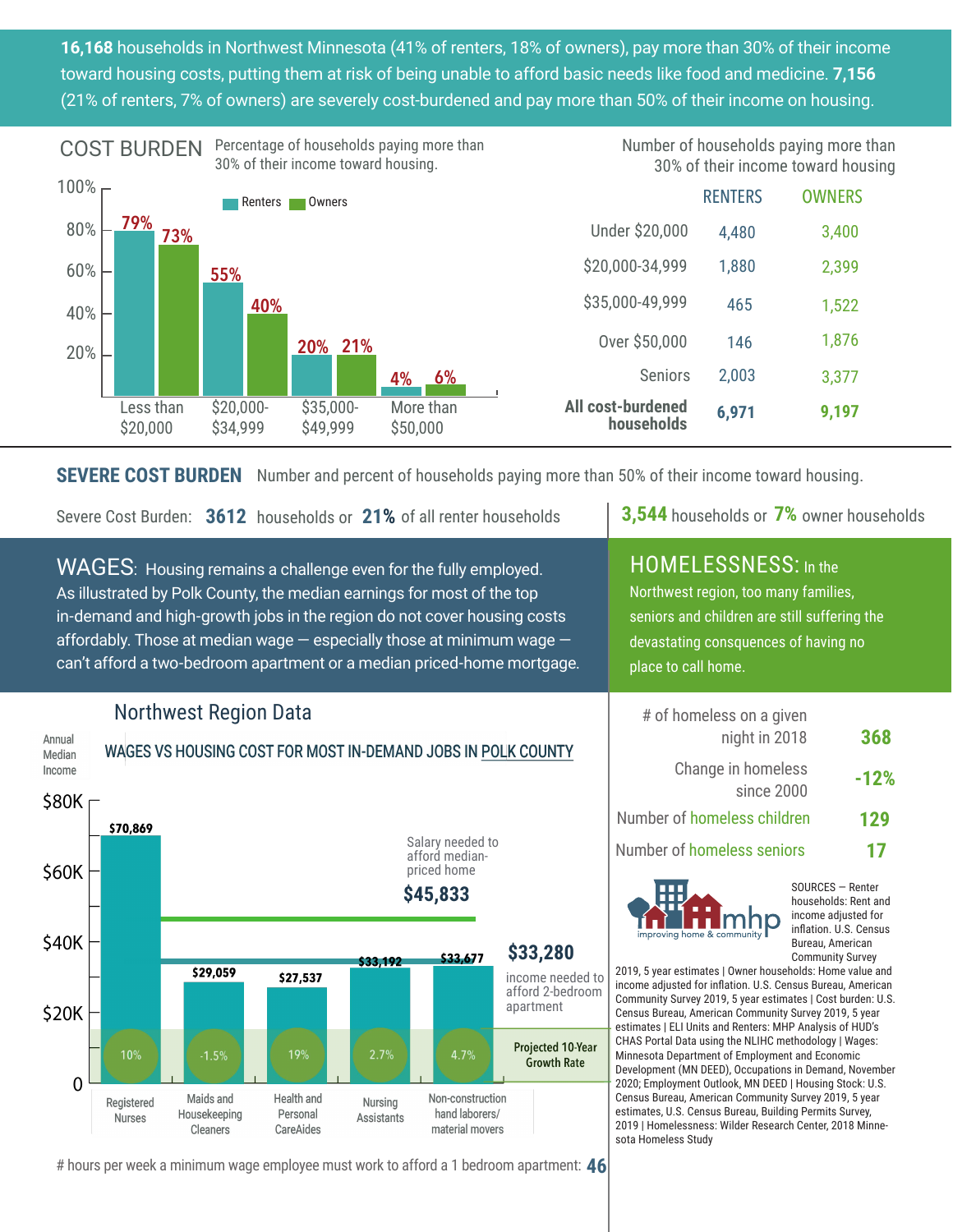**16,168** households in Northwest Minnesota (41% of renters, 18% of owners), pay more than 30% of their income toward housing costs, putting them at risk of being unable to afford basic needs like food and medicine. **7,156** (21% of renters, 7% of owners) are severely cost-burdened and pay more than 50% of their income on housing.

## COST BURDEN

Percentage of households paying more than 30% of their income toward housing.

Renters Owners

100%
80%
60%
40%
20%

79% 73%
55% 40%
20% 21%
4% 6%

Less than $20,000
$20,000-$34,999
$35,000-$49,999
More than $50,000

Number of households paying more than 30% of their income toward housing

| | RENTERS | OWNERS |
|---|---|---|
| Under $20,000 | 4,480 | 3,400 |
| $20,000-34,999 | 1,880 | 2,399 |
| $35,000-49,999 | 465 | 1,522 |
| Over $50,000 | 146 | 1,876 |
| Seniors | 2,003 | 3,377 |
| **All cost-burdened households** | **6,971** | **9,197** |

## SEVERE COST BURDEN

Number and percent of households paying more than 50% of their income toward housing.

Severe Cost Burden: **3612** households or **21%** of all renter households

**3,544** households or **7%** owner households

## WAGES:

Housing remains a challenge even for the fully employed. As illustrated by Polk County, the median earnings for most of the top in-demand and high-growth jobs in the region do not cover housing costs affordably. Those at median wage — especially those at minimum wage — can't afford a two-bedroom apartment or a median priced-home mortgage.

### Northwest Region Data

WAGES VS HOUSING COST FOR MOST IN-DEMAND JOBS IN POLK COUNTY

Annual Median Income

$80K
$60K
$40K
$20K
0

$70,869
$29,059
$27,537
$33,192
$33,677

Salary needed to afford median-priced home **$45,833**

**$33,280** income needed to afford 2-bedroom apartment

10% -1.5% 19% 2.7% 4.7%

Projected 10-Year Growth Rate

Registered Nurses
Maids and Housekeeping Cleaners
Health and Personal CareAides
Nursing Assistants
Non-construction hand laborers/ material movers

# hours per week a minimum wage employee must work to afford a 1 bedroom apartment: **46**

## HOMELESSNESS:

In the Northwest region, too many families, seniors and children are still suffering the devastating consquences of having no place to call home.

| | |
|---|---|
| # of homeless on a given night in 2018 | **368** |
| Change in homeless since 2000 | **-12%** |
| Number of homeless children | **129** |
| Number of homeless seniors | **17** |

mhp improving home & community

SOURCES — Renter households: Rent and income adjusted for inflation. U.S. Census Bureau, American Community Survey 2019, 5 year estimates | Owner households: Home value and income adjusted for inflation. U.S. Census Bureau, American Community Survey 2019, 5 year estimates | Cost burden: U.S. Census Bureau, American Community Survey 2019, 5 year estimates | ELI Units and Renters: MHP Analysis of HUD's CHAS Portal Data using the NLIHC methodology | Wages: Minnesota Department of Employment and Economic Development (MN DEED), Occupations in Demand, November 2020; Employment Outlook, MN DEED | Housing Stock: U.S. Census Bureau, American Community Survey 2019, 5 year estimates, U.S. Census Bureau, Building Permits Survey, 2019 | Homelessness: Wilder Research Center, 2018 Minnesota Homeless Study